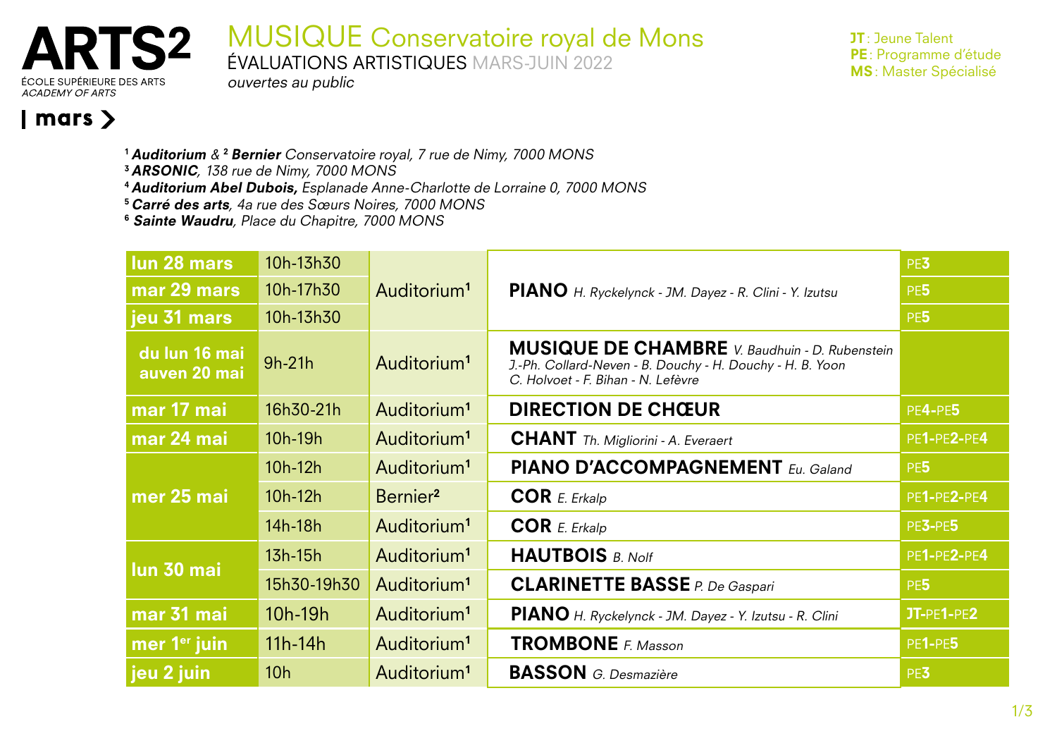# ARTS² ÉCOLE SUPÉRIEURE DES ARTS *ACADEMY OF ARTS*

## MUSIQUE Conservatoire royal de Mons

ÉVALUATIONS ARTISTIQUES MARS-JUIN 2022

*ouvertes au public*

**JT** : Jeune Talent
**PE** : Programme d'étude
**MS** : Master Spécialisé

## mars

[1] ***Auditorium*** & [2] ***Bernier*** *Conservatoire royal, 7 rue de Nimy, 7000 MONS*
[3] ***ARSONIC****, 138 rue de Nimy, 7000 MONS*
[4] ***Auditorium Abel Dubois,*** *Esplanade Anne-Charlotte de Lorraine 0, 7000 MONS*
[5] ***Carré des arts****, 4a rue des Sœurs Noires, 7000 MONS*
[6] ***Sainte Waudru****, Place du Chapitre, 7000 MONS*

| Date | Horaire | Lieu | Discipline | Niveau |
|---|---|---|---|---|
| lun 28 mars | 10h-13h30 | Auditorium[1] | **PIANO** *H. Ryckelynck - JM. Dayez - R. Clini - Y. Izutsu* | PE3 |
| mar 29 mars | 10h-17h30 | | | PE5 |
| jeu 31 mars | 10h-13h30 | | | PE5 |
| du lun 16 mai auven 20 mai | 9h-21h | Auditorium[1] | **MUSIQUE DE CHAMBRE** *V. Baudhuin - D. Rubenstein J.-Ph. Collard-Neven - B. Douchy - H. Douchy - H. B. Yoon C. Holvoet - F. Bihan - N. Lefèvre* | |
| mar 17 mai | 16h30-21h | Auditorium[1] | **DIRECTION DE CHŒUR** | PE4-PE5 |
| mar 24 mai | 10h-19h | Auditorium[1] | **CHANT** *Th. Migliorini - A. Everaert* | PE1-PE2-PE4 |
| mer 25 mai | 10h-12h | Auditorium[1] | **PIANO D'ACCOMPAGNEMENT** *Eu. Galand* | PE5 |
| | 10h-12h | Bernier[2] | **COR** *E. Erkalp* | PE1-PE2-PE4 |
| | 14h-18h | Auditorium[1] | **COR** *E. Erkalp* | PE3-PE5 |
| lun 30 mai | 13h-15h | Auditorium[1] | **HAUTBOIS** *B. Nolf* | PE1-PE2-PE4 |
| | 15h30-19h30 | Auditorium[1] | **CLARINETTE BASSE** *P. De Gaspari* | PE5 |
| mar 31 mai | 10h-19h | Auditorium[1] | **PIANO** *H. Ryckelynck - JM. Dayez - Y. Izutsu - R. Clini* | JT-PE1-PE2 |
| mer 1er juin | 11h-14h | Auditorium[1] | **TROMBONE** *F. Masson* | PE1-PE5 |
| jeu 2 juin | 10h | Auditorium[1] | **BASSON** *G. Desmazière* | PE3 |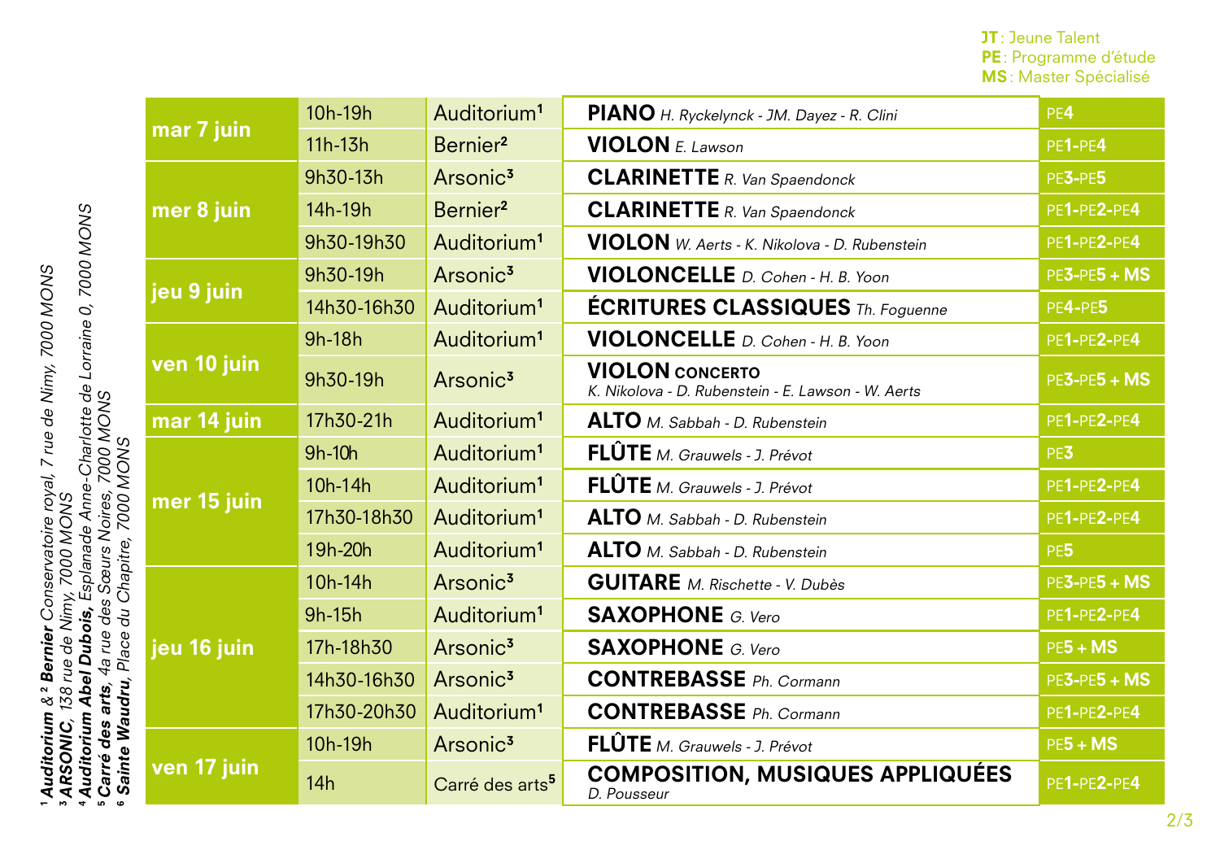**JT** : Jeune Talent
**PE** : Programme d'étude
**MS** : Master Spécialisé

| Date | Horaire | Lieu | Discipline | Programme |
|---|---|---|---|---|
| mar 7 juin | 10h-19h | Auditorium[1] | **PIANO** *H. Ryckelynck - JM. Dayez - R. Clini* | PE4 |
| | 11h-13h | Bernier[2] | **VIOLON** *E. Lawson* | PE1-PE4 |
| mer 8 juin | 9h30-13h | Arsonic[3] | **CLARINETTE** *R. Van Spaendonck* | PE3-PE5 |
| | 14h-19h | Bernier[2] | **CLARINETTE** *R. Van Spaendonck* | PE1-PE2-PE4 |
| | 9h30-19h30 | Auditorium[1] | **VIOLON** *W. Aerts - K. Nikolova - D. Rubenstein* | PE1-PE2-PE4 |
| jeu 9 juin | 9h30-19h | Arsonic[3] | **VIOLONCELLE** *D. Cohen - H. B. Yoon* | PE3-PE5 + MS |
| | 14h30-16h30 | Auditorium[1] | **ÉCRITURES CLASSIQUES** *Th. Foguenne* | PE4-PE5 |
| ven 10 juin | 9h-18h | Auditorium[1] | **VIOLONCELLE** *D. Cohen - H. B. Yoon* | PE1-PE2-PE4 |
| | 9h30-19h | Arsonic[3] | **VIOLON CONCERTO** *K. Nikolova - D. Rubenstein - E. Lawson - W. Aerts* | PE3-PE5 + MS |
| mar 14 juin | 17h30-21h | Auditorium[1] | **ALTO** *M. Sabbah - D. Rubenstein* | PE1-PE2-PE4 |
| mer 15 juin | 9h-10h | Auditorium[1] | **FLÛTE** *M. Grauwels - J. Prévot* | PE3 |
| | 10h-14h | Auditorium[1] | **FLÛTE** *M. Grauwels - J. Prévot* | PE1-PE2-PE4 |
| | 17h30-18h30 | Auditorium[1] | **ALTO** *M. Sabbah - D. Rubenstein* | PE1-PE2-PE4 |
| | 19h-20h | Auditorium[1] | **ALTO** *M. Sabbah - D. Rubenstein* | PE5 |
| jeu 16 juin | 10h-14h | Arsonic[3] | **GUITARE** *M. Rischette - V. Dubès* | PE3-PE5 + MS |
| | 9h-15h | Auditorium[1] | **SAXOPHONE** *G. Vero* | PE1-PE2-PE4 |
| | 17h-18h30 | Arsonic[3] | **SAXOPHONE** *G. Vero* | PE5 + MS |
| | 14h30-16h30 | Arsonic[3] | **CONTREBASSE** *Ph. Cormann* | PE3-PE5 + MS |
| | 17h30-20h30 | Auditorium[1] | **CONTREBASSE** *Ph. Cormann* | PE1-PE2-PE4 |
| ven 17 juin | 10h-19h | Arsonic[3] | **FLÛTE** *M. Grauwels - J. Prévot* | PE5 + MS |
| | 14h | Carré des arts[5] | **COMPOSITION, MUSIQUES APPLIQUÉES** *D. Pousseur* | PE1-PE2-PE4 |

[1] ***Auditorium** & [2] **Bernier** Conservatoire royal, 7 rue de Nimy, 7000 MONS*
[3] ***ARSONIC**, 138 rue de Nimy, 7000 MONS*
[4] ***Auditorium Abel Dubois**, Esplanade Anne-Charlotte de Lorraine 0, 7000 MONS*
[5] ***Carré des arts**, 4a rue des Sœurs Noires, 7000 MONS*
[6] ***Sainte Waudru**, Place du Chapitre, 7000 MONS*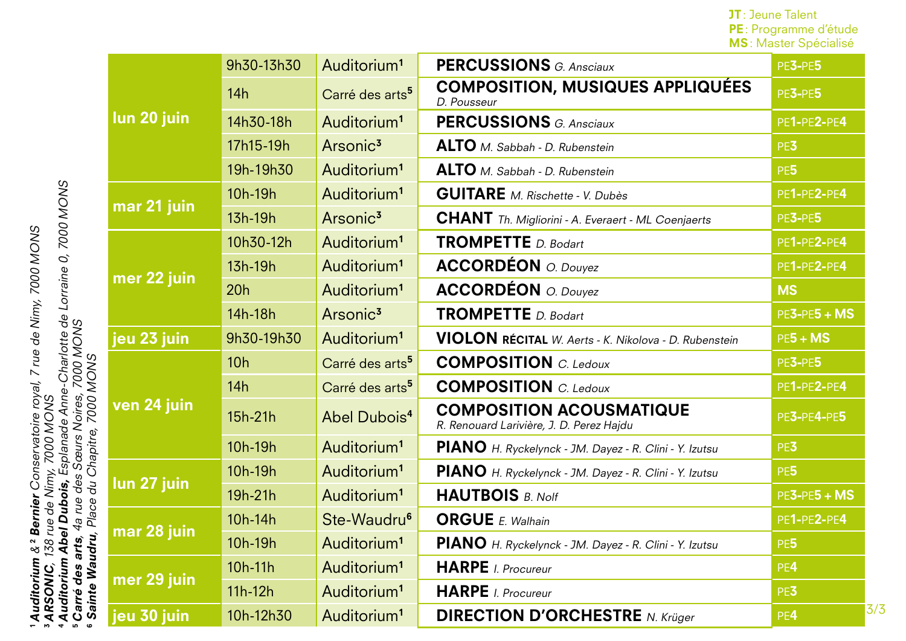**JT** : Jeune Talent
**PE** : Programme d'étude
**MS** : Master Spécialisé

| | | | | |
|---|---|---|---|---|
| lun 20 juin | 9h30-13h30 | Auditorium[1] | **PERCUSSIONS** *G. Ansciaux* | PE3-PE5 |
| | 14h | Carré des arts[5] | **COMPOSITION, MUSIQUES APPLIQUÉES** *D. Pousseur* | PE3-PE5 |
| | 14h30-18h | Auditorium[1] | **PERCUSSIONS** *G. Ansciaux* | PE1-PE2-PE4 |
| | 17h15-19h | Arsonic[3] | **ALTO** *M. Sabbah - D. Rubenstein* | PE3 |
| | 19h-19h30 | Auditorium[1] | **ALTO** *M. Sabbah - D. Rubenstein* | PE5 |
| mar 21 juin | 10h-19h | Auditorium[1] | **GUITARE** *M. Rischette - V. Dubès* | PE1-PE2-PE4 |
| | 13h-19h | Arsonic[3] | **CHANT** *Th. Migliorini - A. Everaert - ML Coenjaerts* | PE3-PE5 |
| mer 22 juin | 10h30-12h | Auditorium[1] | **TROMPETTE** *D. Bodart* | PE1-PE2-PE4 |
| | 13h-19h | Auditorium[1] | **ACCORDÉON** *O. Douyez* | PE1-PE2-PE4 |
| | 20h | Auditorium[1] | **ACCORDÉON** *O. Douyez* | MS |
| | 14h-18h | Arsonic[3] | **TROMPETTE** *D. Bodart* | PE3-PE5 + MS |
| jeu 23 juin | 9h30-19h30 | Auditorium[1] | **VIOLON RÉCITAL** *W. Aerts - K. Nikolova - D. Rubenstein* | PE5 + MS |
| ven 24 juin | 10h | Carré des arts[5] | **COMPOSITION** *C. Ledoux* | PE3-PE5 |
| | 14h | Carré des arts[5] | **COMPOSITION** *C. Ledoux* | PE1-PE2-PE4 |
| | 15h-21h | Abel Dubois[4] | **COMPOSITION ACOUSMATIQUE** *R. Renouard Larivière, J. D. Perez Hajdu* | PE3-PE4-PE5 |
| | 10h-19h | Auditorium[1] | **PIANO** *H. Ryckelynck - JM. Dayez - R. Clini - Y. Izutsu* | PE3 |
| lun 27 juin | 10h-19h | Auditorium[1] | **PIANO** *H. Ryckelynck - JM. Dayez - R. Clini - Y. Izutsu* | PE5 |
| | 19h-21h | Auditorium[1] | **HAUTBOIS** *B. Nolf* | PE3-PE5 + MS |
| mar 28 juin | 10h-14h | Ste-Waudru[6] | **ORGUE** *E. Walhain* | PE1-PE2-PE4 |
| | 10h-19h | Auditorium[1] | **PIANO** *H. Ryckelynck - JM. Dayez - R. Clini - Y. Izutsu* | PE5 |
| mer 29 juin | 10h-11h | Auditorium[1] | **HARPE** *I. Procureur* | PE4 |
| | 11h-12h | Auditorium[1] | **HARPE** *I. Procureur* | PE3 |
| jeu 30 juin | 10h-12h30 | Auditorium[1] | **DIRECTION D'ORCHESTRE** *N. Krüger* | PE4 |

[1] **Auditorium** & [2] **Bernier** *Conservatoire royal, 7 rue de Nimy, 7000 MONS*
[3] **ARSONIC**, *138 rue de Nimy, 7000 MONS*
[4] **Auditorium Abel Dubois**, *Esplanade Anne-Charlotte de Lorraine 0, 7000 MONS*
[5] **Carré des arts**, *4a rue des Sœurs Noires, 7000 MONS*
[6] **Sainte Waudru**, *Place du Chapitre, 7000 MONS*